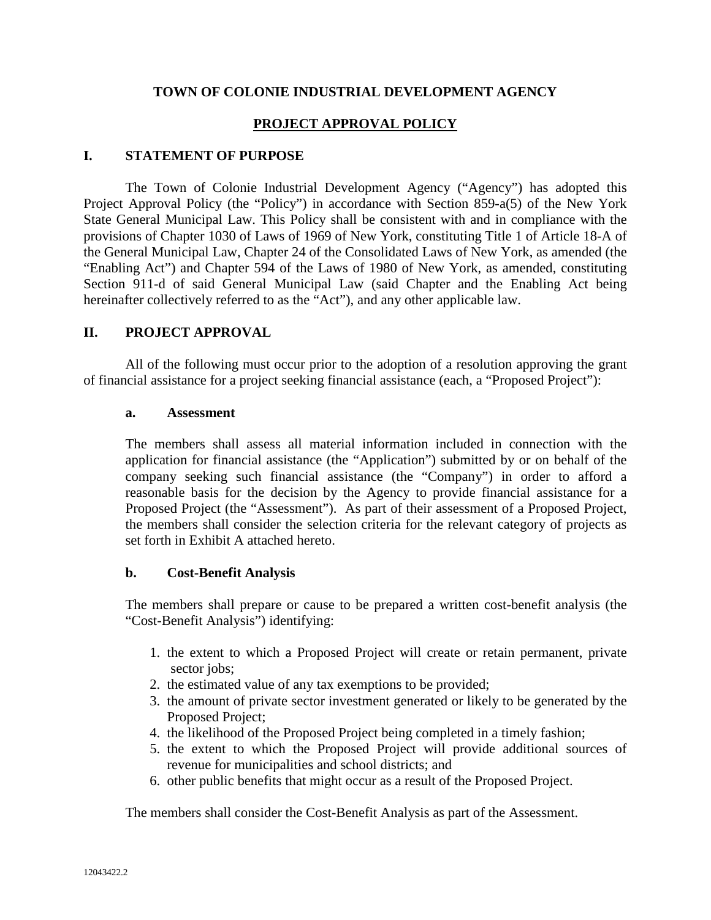# TOWN OF COLONIE INDUSTRIAL DEVELOPMENT AGENCY

## PROJECT APPROVAL POLICY

## I. STATEMENT OF PURPOSE

The Town of Colonie Industrial Development Agency ("Agency") has adopted this Project Approval Policy (the "Policy") in accordance with Section 859-a(5) of the New York State General Municipal Law. This Policy shall be consistent with and in compliance with the provisions of Chapter 1030 of Laws of 1969 of New York, constituting Title 1 of Article 18-A of the General Municipal Law, Chapter 24 of the Consolidated Laws of New York, as amended (the "Enabling Act") and Chapter 594 of the Laws of 1980 of New York, as amended, constituting Section 911-d of said General Municipal Law (said Chapter and the Enabling Act being hereinafter collectively referred to as the "Act"), and any other applicable law.

## II. PROJECT APPROVAL

All of the following must occur prior to the adoption of a resolution approving the grant of financial assistance for a project seeking financial assistance (each, a "Proposed Project"):

### a. Assessment

The members shall assess all material information included in connection with the application for financial assistance (the "Application") submitted by or on behalf of the company seeking such financial assistance (the "Company") in order to afford a reasonable basis for the decision by the Agency to provide financial assistance for a Proposed Project (the "Assessment"). As part of their assessment of a Proposed Project, the members shall consider the selection criteria for the relevant category of projects as set forth in Exhibit A attached hereto.

### b. Cost-Benefit Analysis

The members shall prepare or cause to be prepared a written cost-benefit analysis (the "Cost-Benefit Analysis") identifying:

1. the extent to which a Proposed Project will create or retain permanent, private sector jobs;
2. the estimated value of any tax exemptions to be provided;
3. the amount of private sector investment generated or likely to be generated by the Proposed Project;
4. the likelihood of the Proposed Project being completed in a timely fashion;
5. the extent to which the Proposed Project will provide additional sources of revenue for municipalities and school districts; and
6. other public benefits that might occur as a result of the Proposed Project.

The members shall consider the Cost-Benefit Analysis as part of the Assessment.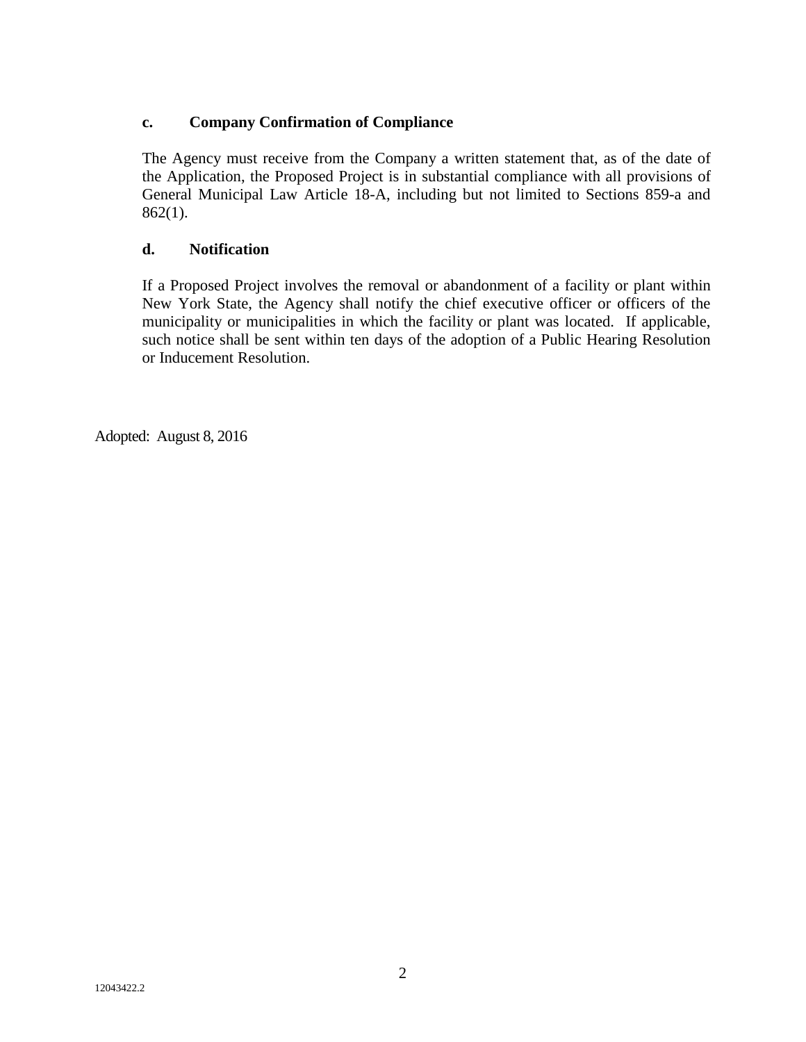**c. Company Confirmation of Compliance**

The Agency must receive from the Company a written statement that, as of the date of the Application, the Proposed Project is in substantial compliance with all provisions of General Municipal Law Article 18-A, including but not limited to Sections 859-a and 862(1).

**d. Notification**

If a Proposed Project involves the removal or abandonment of a facility or plant within New York State, the Agency shall notify the chief executive officer or officers of the municipality or municipalities in which the facility or plant was located. If applicable, such notice shall be sent within ten days of the adoption of a Public Hearing Resolution or Inducement Resolution.

Adopted: August 8, 2016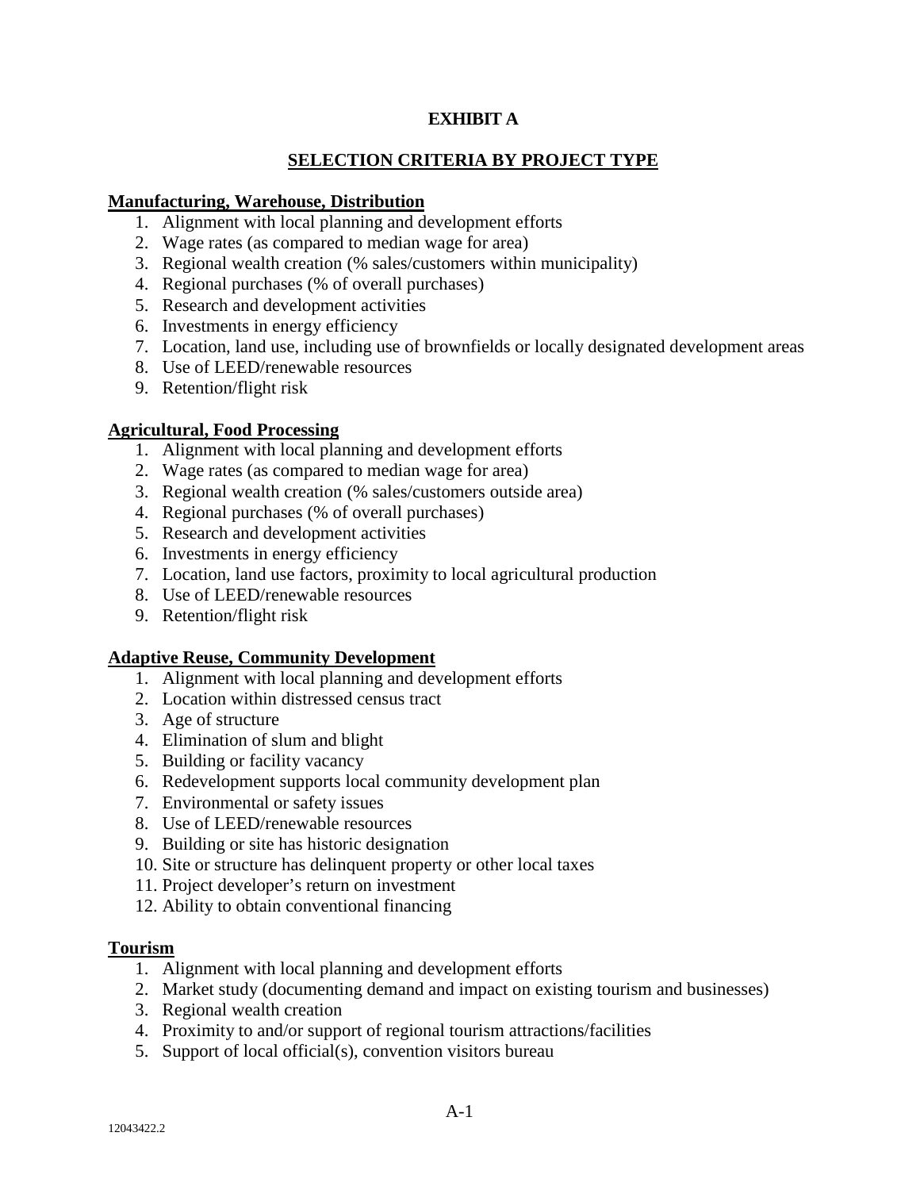# EXHIBIT A

## SELECTION CRITERIA BY PROJECT TYPE

**Manufacturing, Warehouse, Distribution**

1. Alignment with local planning and development efforts
2. Wage rates (as compared to median wage for area)
3. Regional wealth creation (% sales/customers within municipality)
4. Regional purchases (% of overall purchases)
5. Research and development activities
6. Investments in energy efficiency
7. Location, land use, including use of brownfields or locally designated development areas
8. Use of LEED/renewable resources
9. Retention/flight risk

**Agricultural, Food Processing**

1. Alignment with local planning and development efforts
2. Wage rates (as compared to median wage for area)
3. Regional wealth creation (% sales/customers outside area)
4. Regional purchases (% of overall purchases)
5. Research and development activities
6. Investments in energy efficiency
7. Location, land use factors, proximity to local agricultural production
8. Use of LEED/renewable resources
9. Retention/flight risk

**Adaptive Reuse, Community Development**

1. Alignment with local planning and development efforts
2. Location within distressed census tract
3. Age of structure
4. Elimination of slum and blight
5. Building or facility vacancy
6. Redevelopment supports local community development plan
7. Environmental or safety issues
8. Use of LEED/renewable resources
9. Building or site has historic designation
10. Site or structure has delinquent property or other local taxes
11. Project developer's return on investment
12. Ability to obtain conventional financing

**Tourism**

1. Alignment with local planning and development efforts
2. Market study (documenting demand and impact on existing tourism and businesses)
3. Regional wealth creation
4. Proximity to and/or support of regional tourism attractions/facilities
5. Support of local official(s), convention visitors bureau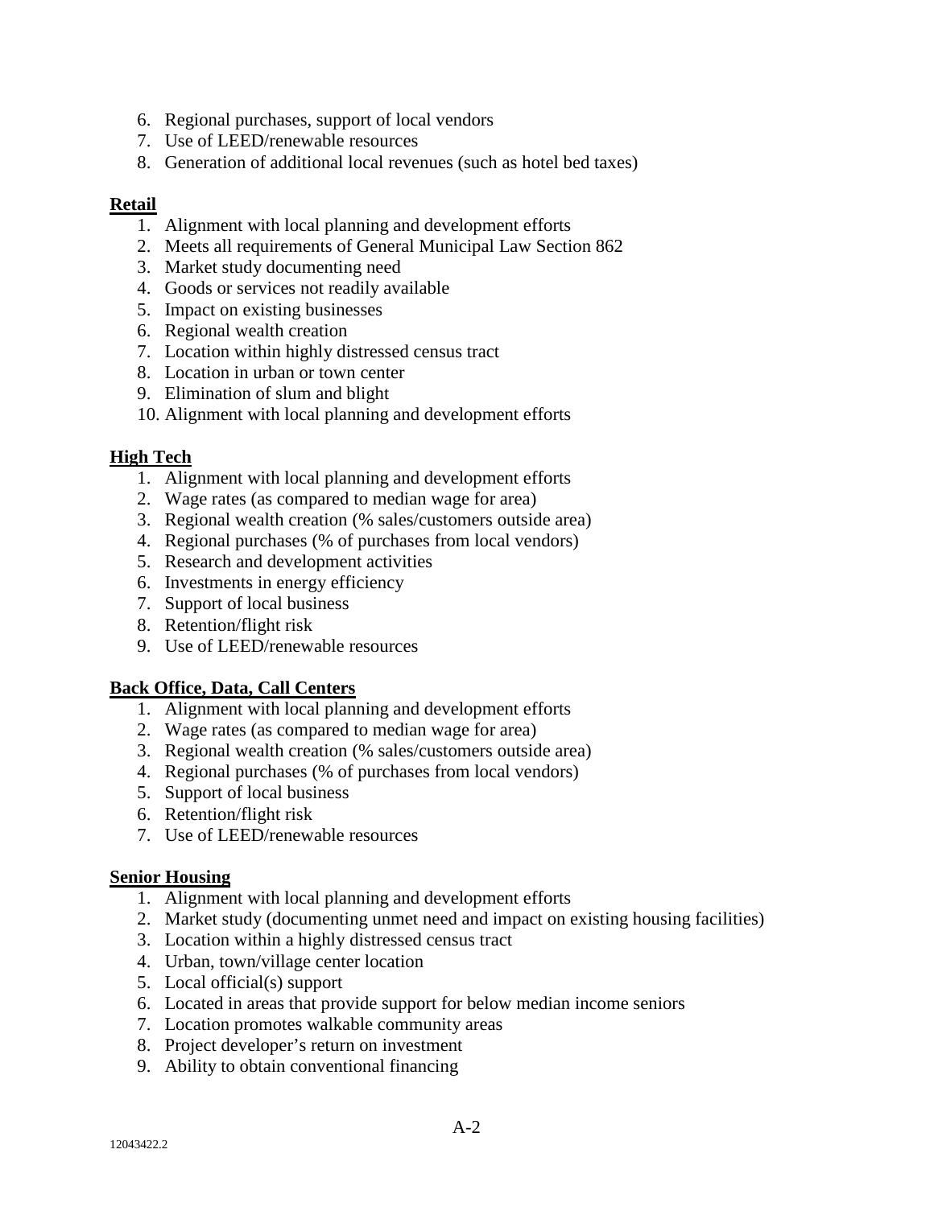6. Regional purchases, support of local vendors
7. Use of LEED/renewable resources
8. Generation of additional local revenues (such as hotel bed taxes)

**<u>Retail</u>**

1. Alignment with local planning and development efforts
2. Meets all requirements of General Municipal Law Section 862
3. Market study documenting need
4. Goods or services not readily available
5. Impact on existing businesses
6. Regional wealth creation
7. Location within highly distressed census tract
8. Location in urban or town center
9. Elimination of slum and blight
10. Alignment with local planning and development efforts

**<u>High Tech</u>**

1. Alignment with local planning and development efforts
2. Wage rates (as compared to median wage for area)
3. Regional wealth creation (% sales/customers outside area)
4. Regional purchases (% of purchases from local vendors)
5. Research and development activities
6. Investments in energy efficiency
7. Support of local business
8. Retention/flight risk
9. Use of LEED/renewable resources

**<u>Back Office, Data, Call Centers</u>**

1. Alignment with local planning and development efforts
2. Wage rates (as compared to median wage for area)
3. Regional wealth creation (% sales/customers outside area)
4. Regional purchases (% of purchases from local vendors)
5. Support of local business
6. Retention/flight risk
7. Use of LEED/renewable resources

**<u>Senior Housing</u>**

1. Alignment with local planning and development efforts
2. Market study (documenting unmet need and impact on existing housing facilities)
3. Location within a highly distressed census tract
4. Urban, town/village center location
5. Local official(s) support
6. Located in areas that provide support for below median income seniors
7. Location promotes walkable community areas
8. Project developer's return on investment
9. Ability to obtain conventional financing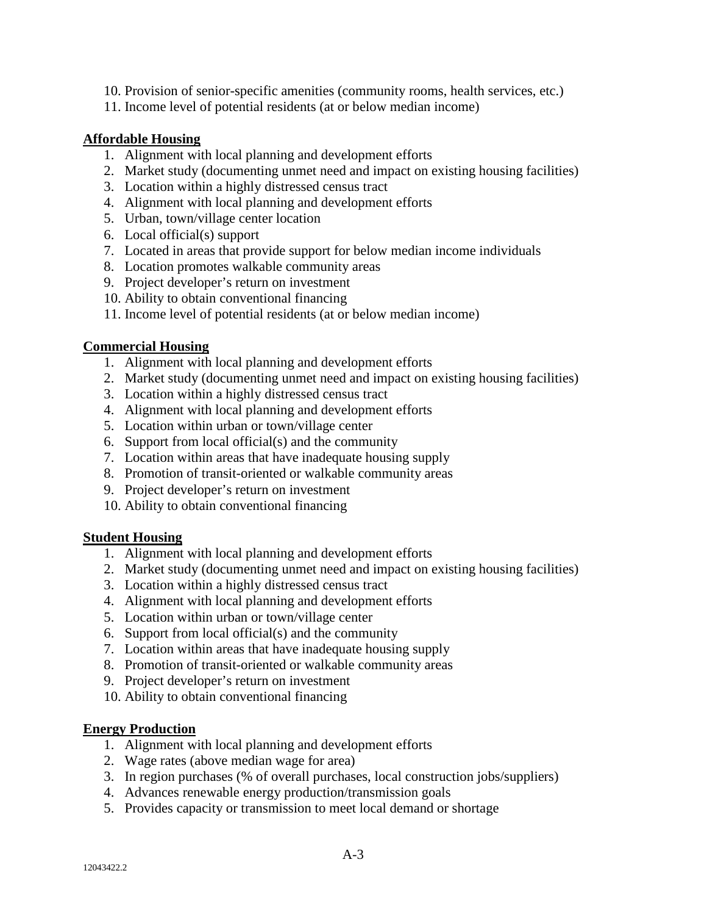10. Provision of senior-specific amenities (community rooms, health services, etc.)
11. Income level of potential residents (at or below median income)

**Affordable Housing**

1. Alignment with local planning and development efforts
2. Market study (documenting unmet need and impact on existing housing facilities)
3. Location within a highly distressed census tract
4. Alignment with local planning and development efforts
5. Urban, town/village center location
6. Local official(s) support
7. Located in areas that provide support for below median income individuals
8. Location promotes walkable community areas
9. Project developer's return on investment
10. Ability to obtain conventional financing
11. Income level of potential residents (at or below median income)

**Commercial Housing**

1. Alignment with local planning and development efforts
2. Market study (documenting unmet need and impact on existing housing facilities)
3. Location within a highly distressed census tract
4. Alignment with local planning and development efforts
5. Location within urban or town/village center
6. Support from local official(s) and the community
7. Location within areas that have inadequate housing supply
8. Promotion of transit-oriented or walkable community areas
9. Project developer's return on investment
10. Ability to obtain conventional financing

**Student Housing**

1. Alignment with local planning and development efforts
2. Market study (documenting unmet need and impact on existing housing facilities)
3. Location within a highly distressed census tract
4. Alignment with local planning and development efforts
5. Location within urban or town/village center
6. Support from local official(s) and the community
7. Location within areas that have inadequate housing supply
8. Promotion of transit-oriented or walkable community areas
9. Project developer's return on investment
10. Ability to obtain conventional financing

**Energy Production**

1. Alignment with local planning and development efforts
2. Wage rates (above median wage for area)
3. In region purchases (% of overall purchases, local construction jobs/suppliers)
4. Advances renewable energy production/transmission goals
5. Provides capacity or transmission to meet local demand or shortage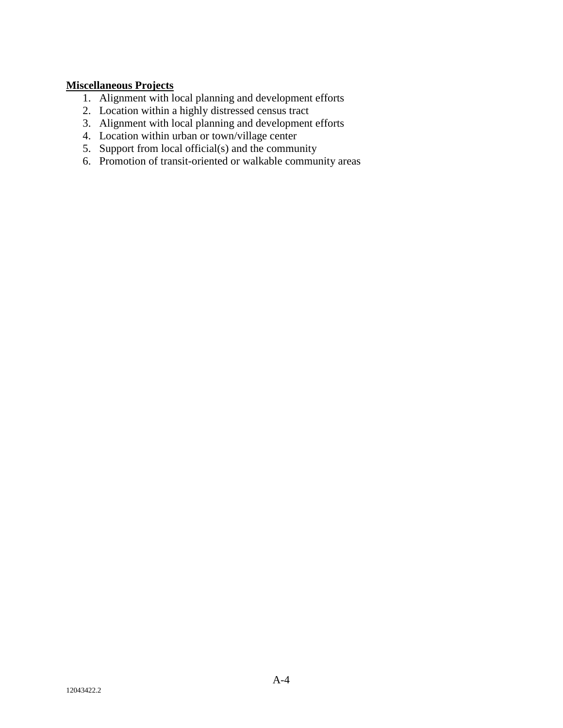**Miscellaneous Projects**

1. Alignment with local planning and development efforts
2. Location within a highly distressed census tract
3. Alignment with local planning and development efforts
4. Location within urban or town/village center
5. Support from local official(s) and the community
6. Promotion of transit-oriented or walkable community areas